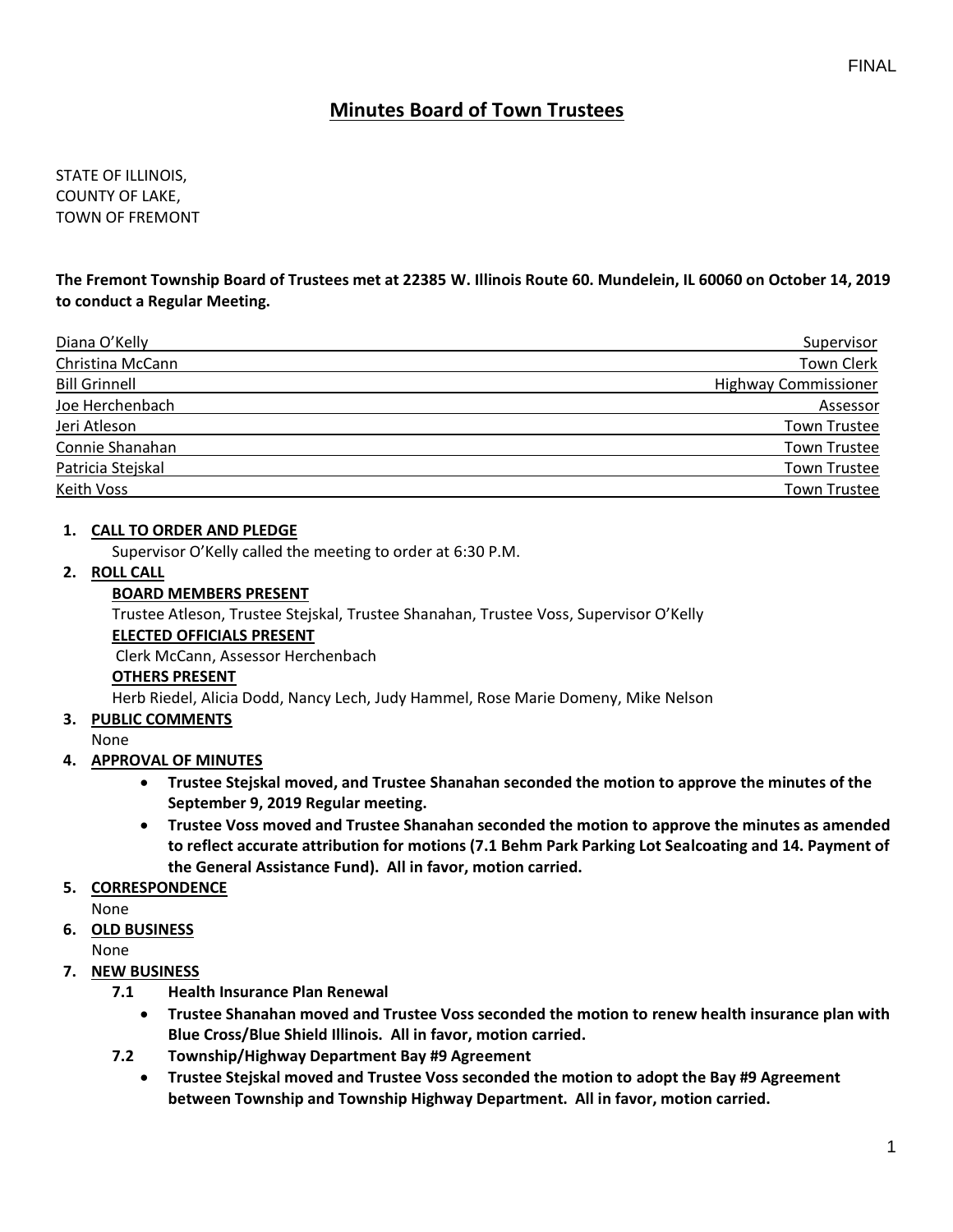FINAL

# Minutes Board of Town Trustees

STATE OF ILLINOIS,
COUNTY OF LAKE,
TOWN OF FREMONT

**The Fremont Township Board of Trustees met at 22385 W. Illinois Route 60. Mundelein, IL 60060 on October 14, 2019 to conduct a Regular Meeting.**

| Name | Title |
|---|---|
| Diana O'Kelly | Supervisor |
| Christina McCann | Town Clerk |
| Bill Grinnell | Highway Commissioner |
| Joe Herchenbach | Assessor |
| Jeri Atleson | Town Trustee |
| Connie Shanahan | Town Trustee |
| Patricia Stejskal | Town Trustee |
| Keith Voss | Town Trustee |

1. **CALL TO ORDER AND PLEDGE**

   Supervisor O'Kelly called the meeting to order at 6:30 P.M.

2. **ROLL CALL**

   **BOARD MEMBERS PRESENT**

   Trustee Atleson, Trustee Stejskal, Trustee Shanahan, Trustee Voss, Supervisor O'Kelly

   **ELECTED OFFICIALS PRESENT**

   Clerk McCann, Assessor Herchenbach

   **OTHERS PRESENT**

   Herb Riedel, Alicia Dodd, Nancy Lech, Judy Hammel, Rose Marie Domeny, Mike Nelson

3. **PUBLIC COMMENTS**

   None

4. **APPROVAL OF MINUTES**
   - **Trustee Stejskal moved, and Trustee Shanahan seconded the motion to approve the minutes of the September 9, 2019 Regular meeting.**
   - **Trustee Voss moved and Trustee Shanahan seconded the motion to approve the minutes as amended to reflect accurate attribution for motions (7.1 Behm Park Parking Lot Sealcoating and 14. Payment of the General Assistance Fund). All in favor, motion carried.**

5. **CORRESPONDENCE**

   None

6. **OLD BUSINESS**

   None

7. **NEW BUSINESS**

   **7.1 Health Insurance Plan Renewal**
   - **Trustee Shanahan moved and Trustee Voss seconded the motion to renew health insurance plan with Blue Cross/Blue Shield Illinois. All in favor, motion carried.**

   **7.2 Township/Highway Department Bay #9 Agreement**
   - **Trustee Stejskal moved and Trustee Voss seconded the motion to adopt the Bay #9 Agreement between Township and Township Highway Department. All in favor, motion carried.**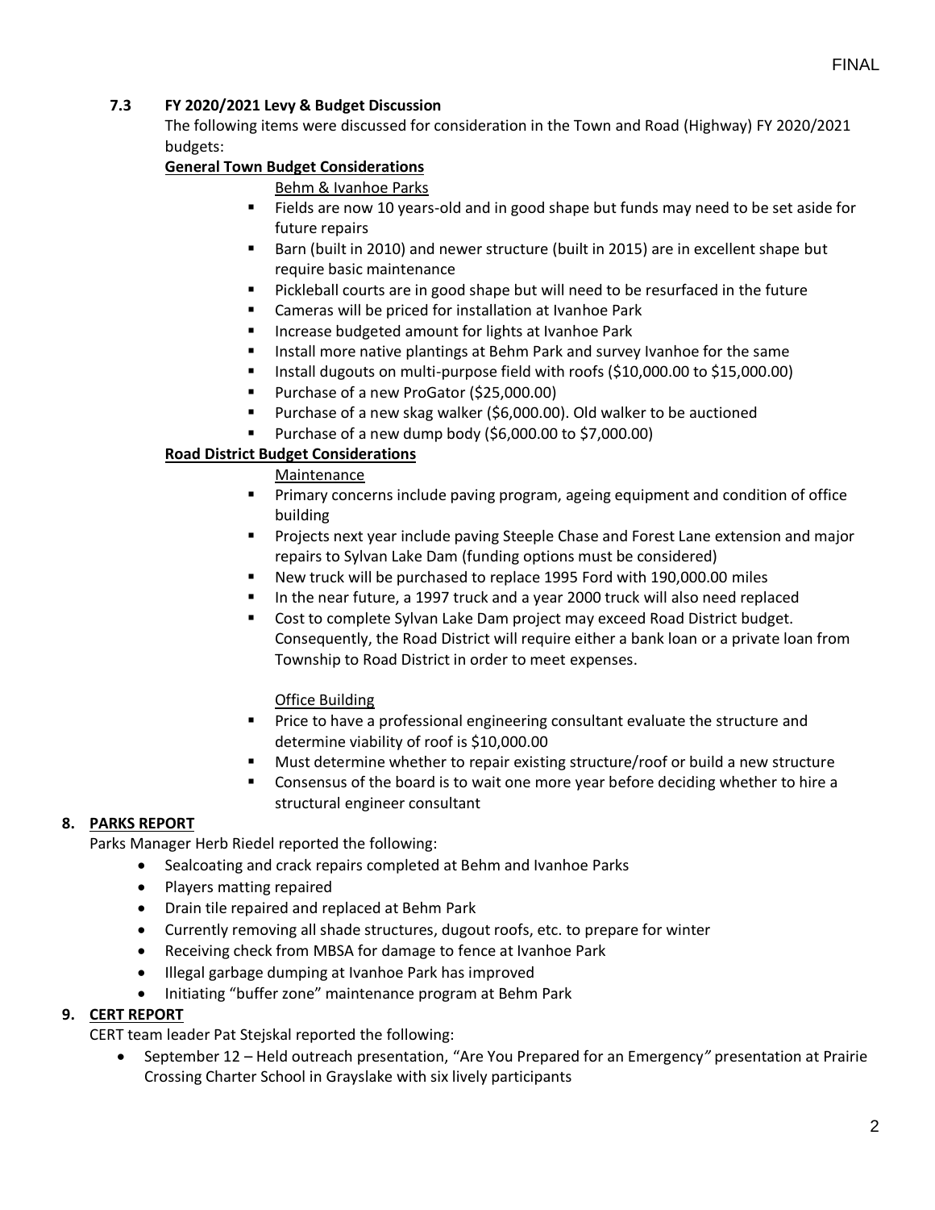FINAL

**7.3 FY 2020/2021 Levy & Budget Discussion**

The following items were discussed for consideration in the Town and Road (Highway) FY 2020/2021 budgets:

**General Town Budget Considerations**

Behm & Ivanhoe Parks

- Fields are now 10 years-old and in good shape but funds may need to be set aside for future repairs
- Barn (built in 2010) and newer structure (built in 2015) are in excellent shape but require basic maintenance
- Pickleball courts are in good shape but will need to be resurfaced in the future
- Cameras will be priced for installation at Ivanhoe Park
- Increase budgeted amount for lights at Ivanhoe Park
- Install more native plantings at Behm Park and survey Ivanhoe for the same
- Install dugouts on multi-purpose field with roofs ($10,000.00 to $15,000.00)
- Purchase of a new ProGator ($25,000.00)
- Purchase of a new skag walker ($6,000.00). Old walker to be auctioned
- Purchase of a new dump body ($6,000.00 to $7,000.00)

**Road District Budget Considerations**

Maintenance

- Primary concerns include paving program, ageing equipment and condition of office building
- Projects next year include paving Steeple Chase and Forest Lane extension and major repairs to Sylvan Lake Dam (funding options must be considered)
- New truck will be purchased to replace 1995 Ford with 190,000.00 miles
- In the near future, a 1997 truck and a year 2000 truck will also need replaced
- Cost to complete Sylvan Lake Dam project may exceed Road District budget. Consequently, the Road District will require either a bank loan or a private loan from Township to Road District in order to meet expenses.

Office Building

- Price to have a professional engineering consultant evaluate the structure and determine viability of roof is $10,000.00
- Must determine whether to repair existing structure/roof or build a new structure
- Consensus of the board is to wait one more year before deciding whether to hire a structural engineer consultant

## 8. PARKS REPORT

Parks Manager Herb Riedel reported the following:

- Sealcoating and crack repairs completed at Behm and Ivanhoe Parks
- Players matting repaired
- Drain tile repaired and replaced at Behm Park
- Currently removing all shade structures, dugout roofs, etc. to prepare for winter
- Receiving check from MBSA for damage to fence at Ivanhoe Park
- Illegal garbage dumping at Ivanhoe Park has improved
- Initiating "buffer zone" maintenance program at Behm Park

## 9. CERT REPORT

CERT team leader Pat Stejskal reported the following:

- September 12 – Held outreach presentation, "Are You Prepared for an Emergency" presentation at Prairie Crossing Charter School in Grayslake with six lively participants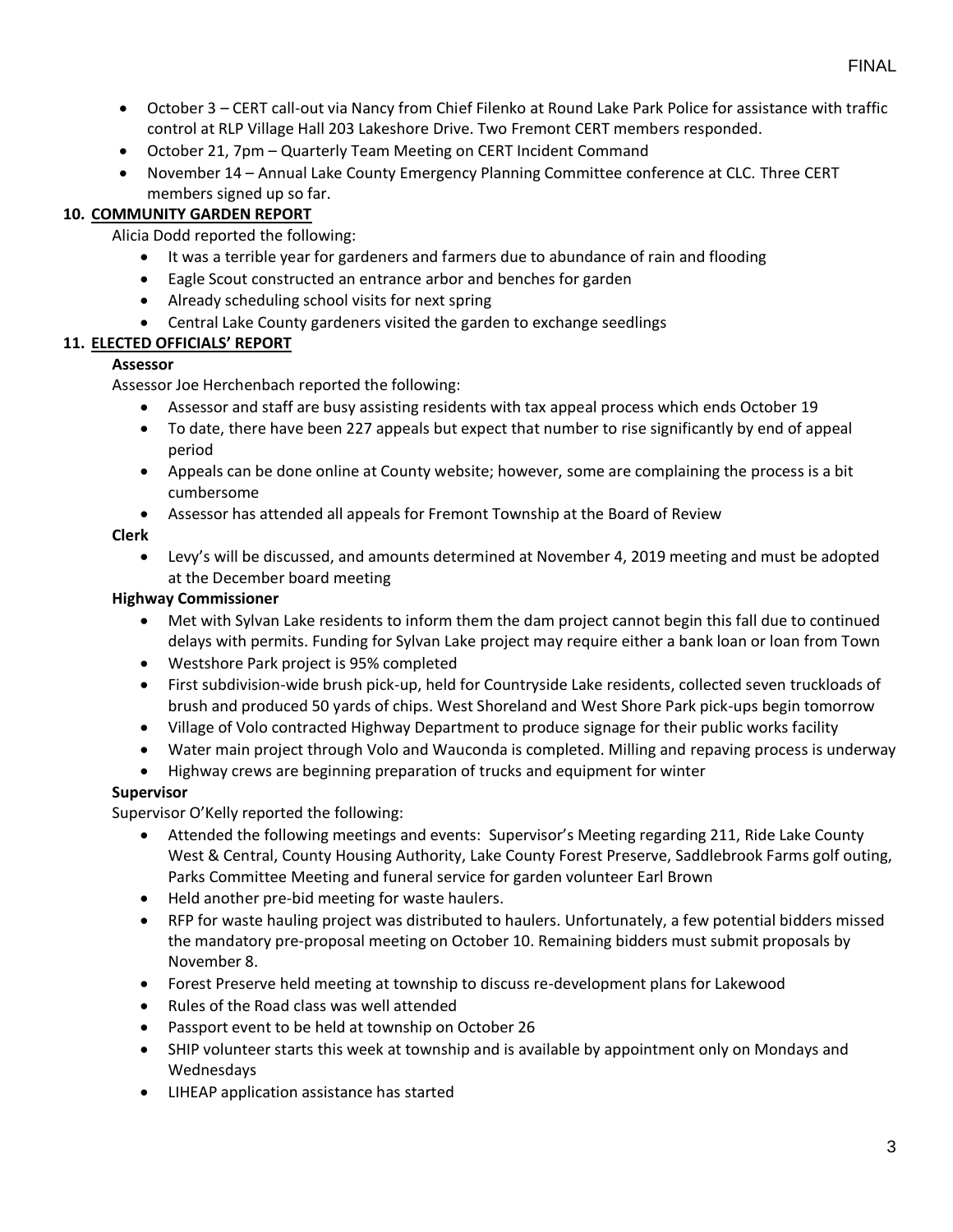- October 3 – CERT call-out via Nancy from Chief Filenko at Round Lake Park Police for assistance with traffic control at RLP Village Hall 203 Lakeshore Drive. Two Fremont CERT members responded.
- October 21, 7pm – Quarterly Team Meeting on CERT Incident Command
- November 14 – Annual Lake County Emergency Planning Committee conference at CLC. Three CERT members signed up so far.

## 10. COMMUNITY GARDEN REPORT

Alicia Dodd reported the following:

- It was a terrible year for gardeners and farmers due to abundance of rain and flooding
- Eagle Scout constructed an entrance arbor and benches for garden
- Already scheduling school visits for next spring
- Central Lake County gardeners visited the garden to exchange seedlings

## 11. ELECTED OFFICIALS' REPORT

**Assessor**

Assessor Joe Herchenbach reported the following:

- Assessor and staff are busy assisting residents with tax appeal process which ends October 19
- To date, there have been 227 appeals but expect that number to rise significantly by end of appeal period
- Appeals can be done online at County website; however, some are complaining the process is a bit cumbersome
- Assessor has attended all appeals for Fremont Township at the Board of Review

**Clerk**

- Levy's will be discussed, and amounts determined at November 4, 2019 meeting and must be adopted at the December board meeting

**Highway Commissioner**

- Met with Sylvan Lake residents to inform them the dam project cannot begin this fall due to continued delays with permits. Funding for Sylvan Lake project may require either a bank loan or loan from Town
- Westshore Park project is 95% completed
- First subdivision-wide brush pick-up, held for Countryside Lake residents, collected seven truckloads of brush and produced 50 yards of chips. West Shoreland and West Shore Park pick-ups begin tomorrow
- Village of Volo contracted Highway Department to produce signage for their public works facility
- Water main project through Volo and Wauconda is completed. Milling and repaving process is underway
- Highway crews are beginning preparation of trucks and equipment for winter

**Supervisor**

Supervisor O'Kelly reported the following:

- Attended the following meetings and events: Supervisor's Meeting regarding 211, Ride Lake County West & Central, County Housing Authority, Lake County Forest Preserve, Saddlebrook Farms golf outing, Parks Committee Meeting and funeral service for garden volunteer Earl Brown
- Held another pre-bid meeting for waste haulers.
- RFP for waste hauling project was distributed to haulers. Unfortunately, a few potential bidders missed the mandatory pre-proposal meeting on October 10. Remaining bidders must submit proposals by November 8.
- Forest Preserve held meeting at township to discuss re-development plans for Lakewood
- Rules of the Road class was well attended
- Passport event to be held at township on October 26
- SHIP volunteer starts this week at township and is available by appointment only on Mondays and Wednesdays
- LIHEAP application assistance has started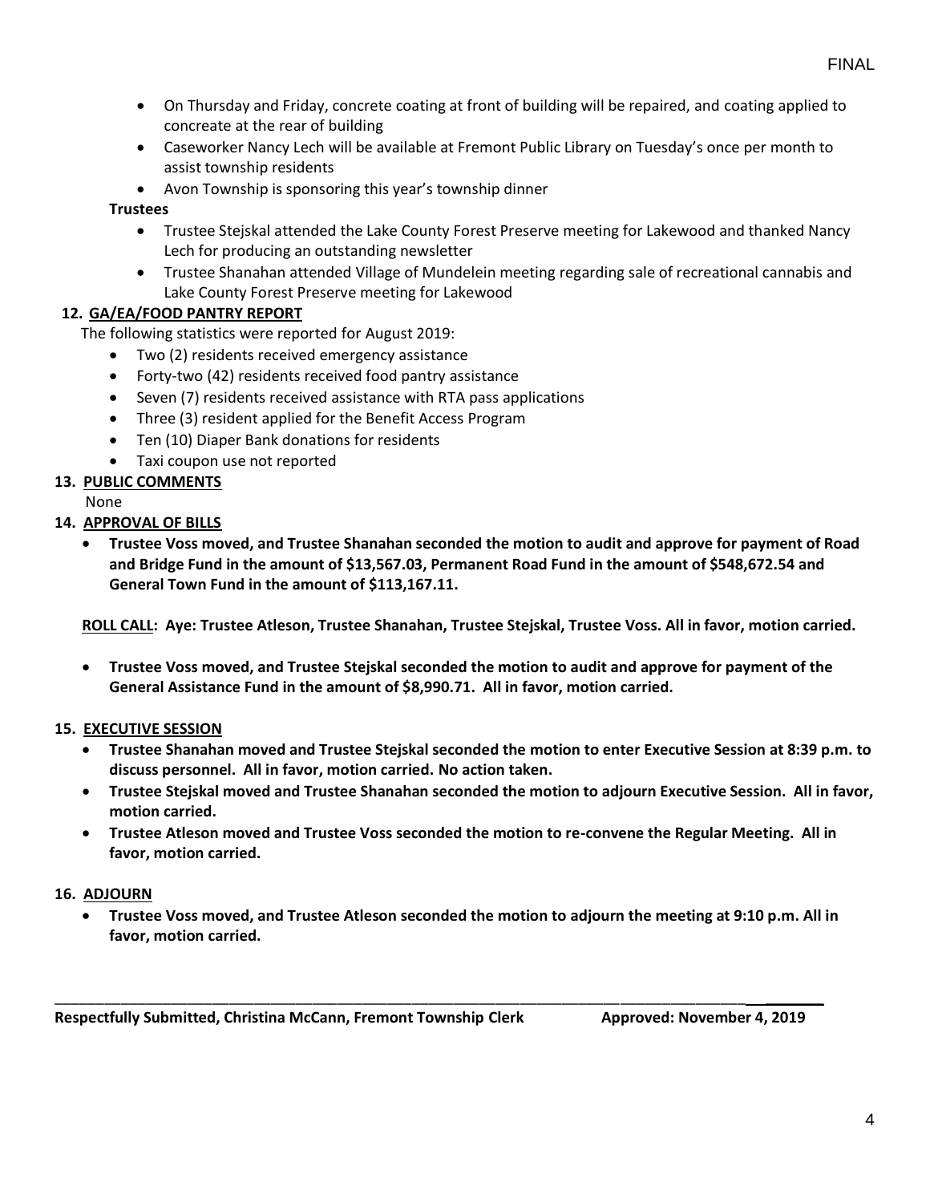FINAL

- On Thursday and Friday, concrete coating at front of building will be repaired, and coating applied to concreate at the rear of building
- Caseworker Nancy Lech will be available at Fremont Public Library on Tuesday's once per month to assist township residents
- Avon Township is sponsoring this year's township dinner

**Trustees**

- Trustee Stejskal attended the Lake County Forest Preserve meeting for Lakewood and thanked Nancy Lech for producing an outstanding newsletter
- Trustee Shanahan attended Village of Mundelein meeting regarding sale of recreational cannabis and Lake County Forest Preserve meeting for Lakewood

**12. GA/EA/FOOD PANTRY REPORT**

The following statistics were reported for August 2019:

- Two (2) residents received emergency assistance
- Forty-two (42) residents received food pantry assistance
- Seven (7) residents received assistance with RTA pass applications
- Three (3) resident applied for the Benefit Access Program
- Ten (10) Diaper Bank donations for residents
- Taxi coupon use not reported

**13. PUBLIC COMMENTS**

None

**14. APPROVAL OF BILLS**

- **Trustee Voss moved, and Trustee Shanahan seconded the motion to audit and approve for payment of Road and Bridge Fund in the amount of $13,567.03, Permanent Road Fund in the amount of $548,672.54 and General Town Fund in the amount of $113,167.11.**

**ROLL CALL: Aye: Trustee Atleson, Trustee Shanahan, Trustee Stejskal, Trustee Voss. All in favor, motion carried.**

- **Trustee Voss moved, and Trustee Stejskal seconded the motion to audit and approve for payment of the General Assistance Fund in the amount of $8,990.71. All in favor, motion carried.**

**15. EXECUTIVE SESSION**

- **Trustee Shanahan moved and Trustee Stejskal seconded the motion to enter Executive Session at 8:39 p.m. to discuss personnel. All in favor, motion carried. No action taken.**
- **Trustee Stejskal moved and Trustee Shanahan seconded the motion to adjourn Executive Session. All in favor, motion carried.**
- **Trustee Atleson moved and Trustee Voss seconded the motion to re-convene the Regular Meeting. All in favor, motion carried.**

**16. ADJOURN**

- **Trustee Voss moved, and Trustee Atleson seconded the motion to adjourn the meeting at 9:10 p.m. All in favor, motion carried.**

---

**Respectfully Submitted, Christina McCann, Fremont Township Clerk** **Approved: November 4, 2019**